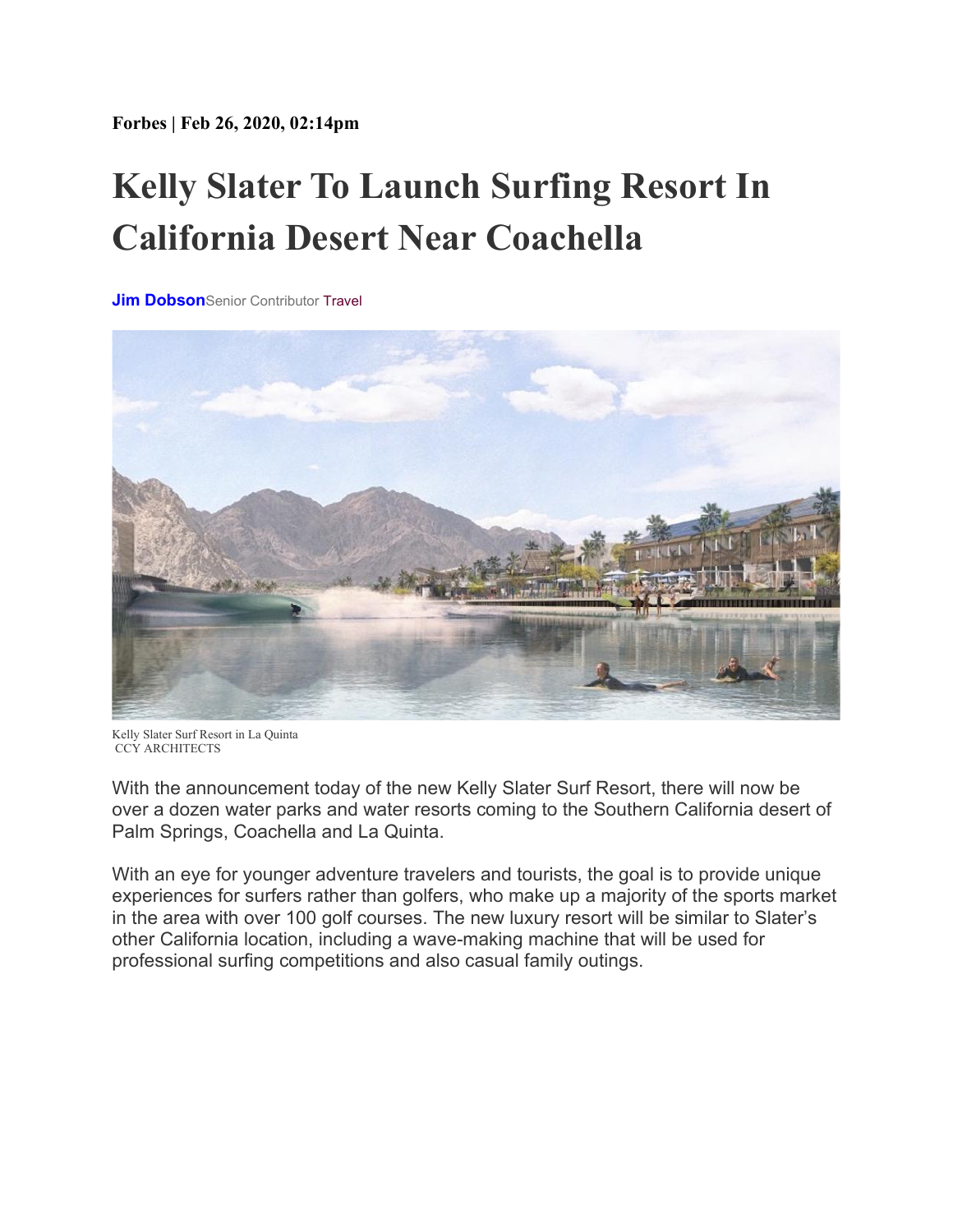**Forbes | Feb 26, 2020, 02:14pm**

# Kelly Slater To Launch Surfing Resort In California Desert Near Coachella

**Jim Dobson** Senior Contributor Travel

Kelly Slater Surf Resort in La Quinta
CCY ARCHITECTS

With the announcement today of the new Kelly Slater Surf Resort, there will now be over a dozen water parks and water resorts coming to the Southern California desert of Palm Springs, Coachella and La Quinta.

With an eye for younger adventure travelers and tourists, the goal is to provide unique experiences for surfers rather than golfers, who make up a majority of the sports market in the area with over 100 golf courses. The new luxury resort will be similar to Slater's other California location, including a wave-making machine that will be used for professional surfing competitions and also casual family outings.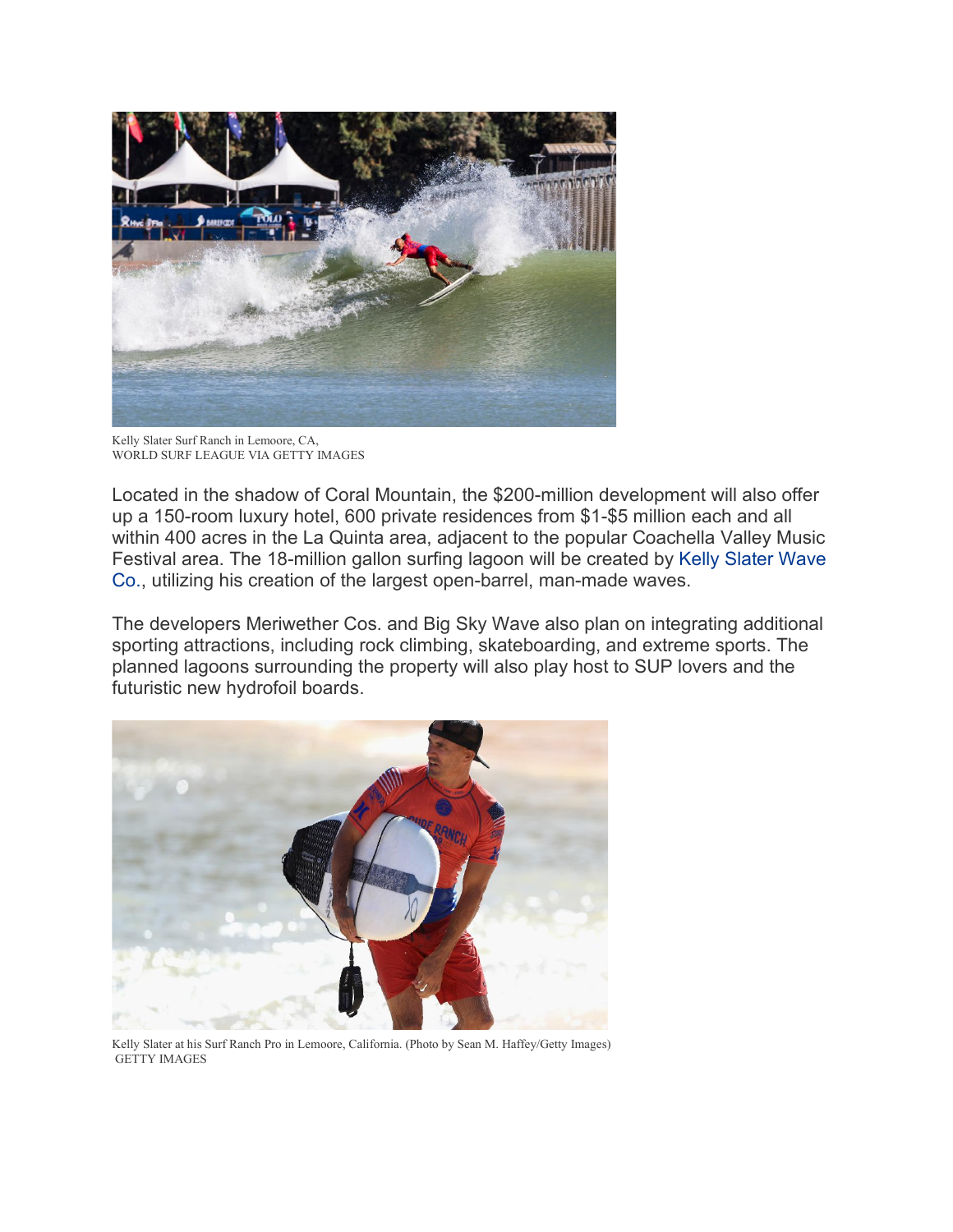Kelly Slater Surf Ranch in Lemoore, CA,
WORLD SURF LEAGUE VIA GETTY IMAGES

Located in the shadow of Coral Mountain, the $200-million development will also offer up a 150-room luxury hotel, 600 private residences from $1-$5 million each and all within 400 acres in the La Quinta area, adjacent to the popular Coachella Valley Music Festival area. The 18-million gallon surfing lagoon will be created by Kelly Slater Wave Co., utilizing his creation of the largest open-barrel, man-made waves.

The developers Meriwether Cos. and Big Sky Wave also plan on integrating additional sporting attractions, including rock climbing, skateboarding, and extreme sports. The planned lagoons surrounding the property will also play host to SUP lovers and the futuristic new hydrofoil boards.

Kelly Slater at his Surf Ranch Pro in Lemoore, California. (Photo by Sean M. Haffey/Getty Images)
GETTY IMAGES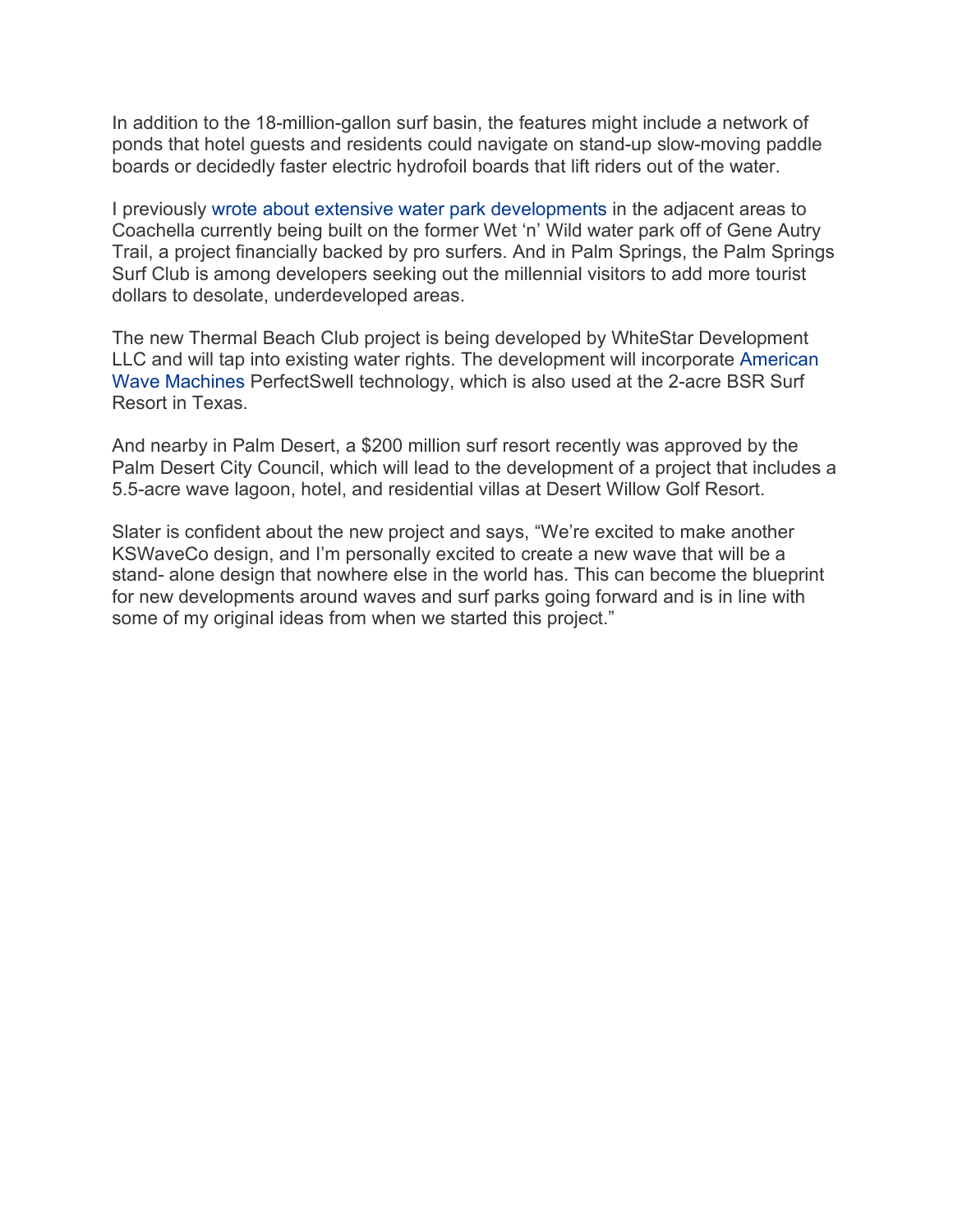In addition to the 18-million-gallon surf basin, the features might include a network of ponds that hotel guests and residents could navigate on stand-up slow-moving paddle boards or decidedly faster electric hydrofoil boards that lift riders out of the water.

I previously wrote about extensive water park developments in the adjacent areas to Coachella currently being built on the former Wet 'n' Wild water park off of Gene Autry Trail, a project financially backed by pro surfers. And in Palm Springs, the Palm Springs Surf Club is among developers seeking out the millennial visitors to add more tourist dollars to desolate, underdeveloped areas.

The new Thermal Beach Club project is being developed by WhiteStar Development LLC and will tap into existing water rights. The development will incorporate American Wave Machines PerfectSwell technology, which is also used at the 2-acre BSR Surf Resort in Texas.

And nearby in Palm Desert, a $200 million surf resort recently was approved by the Palm Desert City Council, which will lead to the development of a project that includes a 5.5-acre wave lagoon, hotel, and residential villas at Desert Willow Golf Resort.

Slater is confident about the new project and says, "We're excited to make another KSWaveCo design, and I'm personally excited to create a new wave that will be a stand- alone design that nowhere else in the world has. This can become the blueprint for new developments around waves and surf parks going forward and is in line with some of my original ideas from when we started this project."